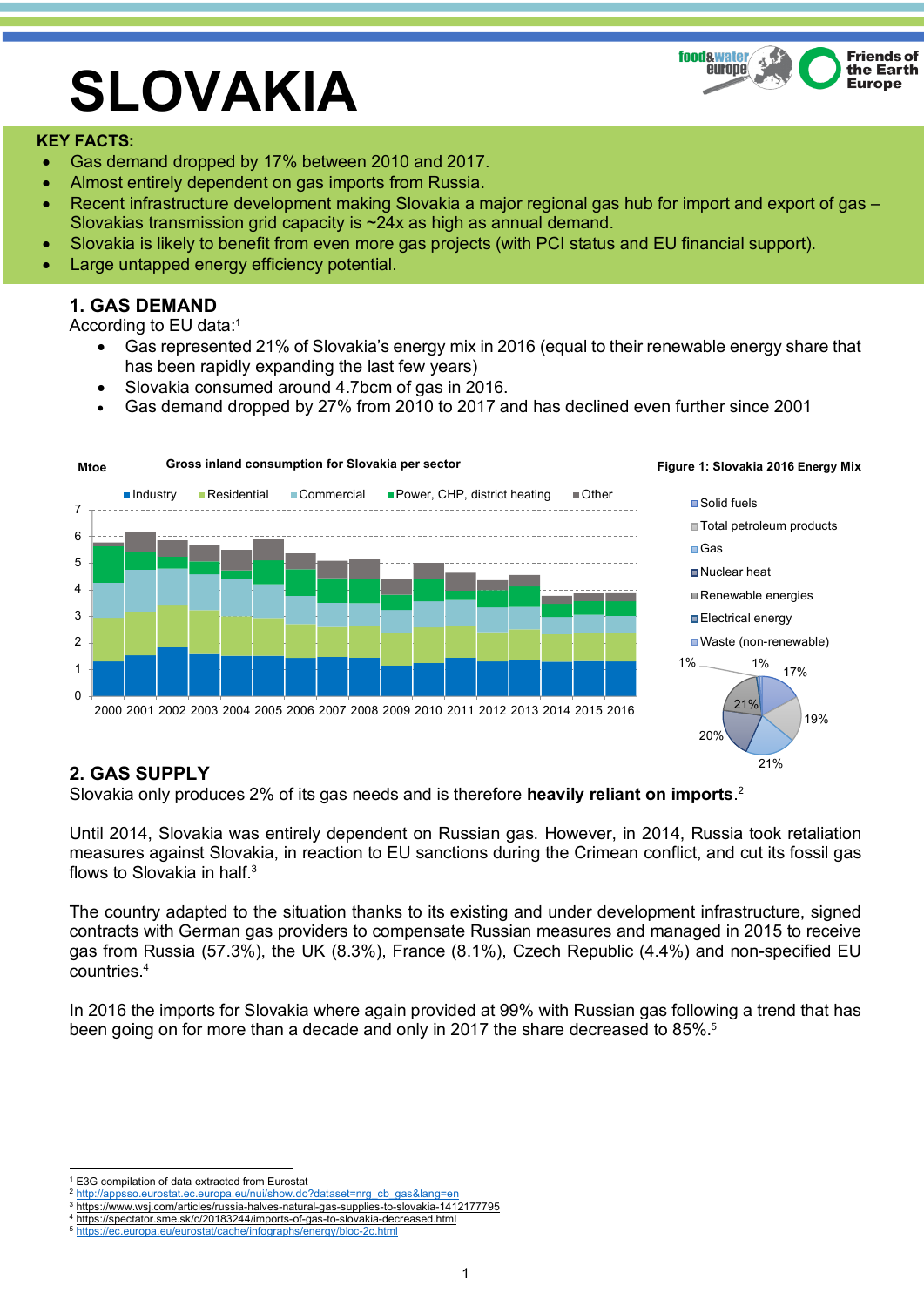# SLOVAKIA

**KEY FACTS:**

- Gas demand dropped by 17% between 2010 and 2017.
- Almost entirely dependent on gas imports from Russia.
- Recent infrastructure development making Slovakia a major regional gas hub for import and export of gas – Slovakias transmission grid capacity is ~24x as high as annual demand.
- Slovakia is likely to benefit from even more gas projects (with PCI status and EU financial support).
- Large untapped energy efficiency potential.

## 1. GAS DEMAND

According to EU data:[1]

- Gas represented 21% of Slovakia's energy mix in 2016 (equal to their renewable energy share that has been rapidly expanding the last few years)
- Slovakia consumed around 4.7bcm of gas in 2016.
- Gas demand dropped by 27% from 2010 to 2017 and has declined even further since 2001

Gross inland consumption for Slovakia per sector

Figure 1: Slovakia 2016 Energy Mix

## 2. GAS SUPPLY

Slovakia only produces 2% of its gas needs and is therefore **heavily reliant on imports**.[2]

Until 2014, Slovakia was entirely dependent on Russian gas. However, in 2014, Russia took retaliation measures against Slovakia, in reaction to EU sanctions during the Crimean conflict, and cut its fossil gas flows to Slovakia in half.[3]

The country adapted to the situation thanks to its existing and under development infrastructure, signed contracts with German gas providers to compensate Russian measures and managed in 2015 to receive gas from Russia (57.3%), the UK (8.3%), France (8.1%), Czech Republic (4.4%) and non-specified EU countries.[4]

In 2016 the imports for Slovakia where again provided at 99% with Russian gas following a trend that has been going on for more than a decade and only in 2017 the share decreased to 85%.[5]

---

[1] E3G compilation of data extracted from Eurostat
[2] http://appsso.eurostat.ec.europa.eu/nui/show.do?dataset=nrg_cb_gas&lang=en
[3] https://www.wsj.com/articles/russia-halves-natural-gas-supplies-to-slovakia-1412177795
[4] https://spectator.sme.sk/c/20183244/imports-of-gas-to-slovakia-decreased.html
[5] https://ec.europa.eu/eurostat/cache/infographs/energy/bloc-2c.html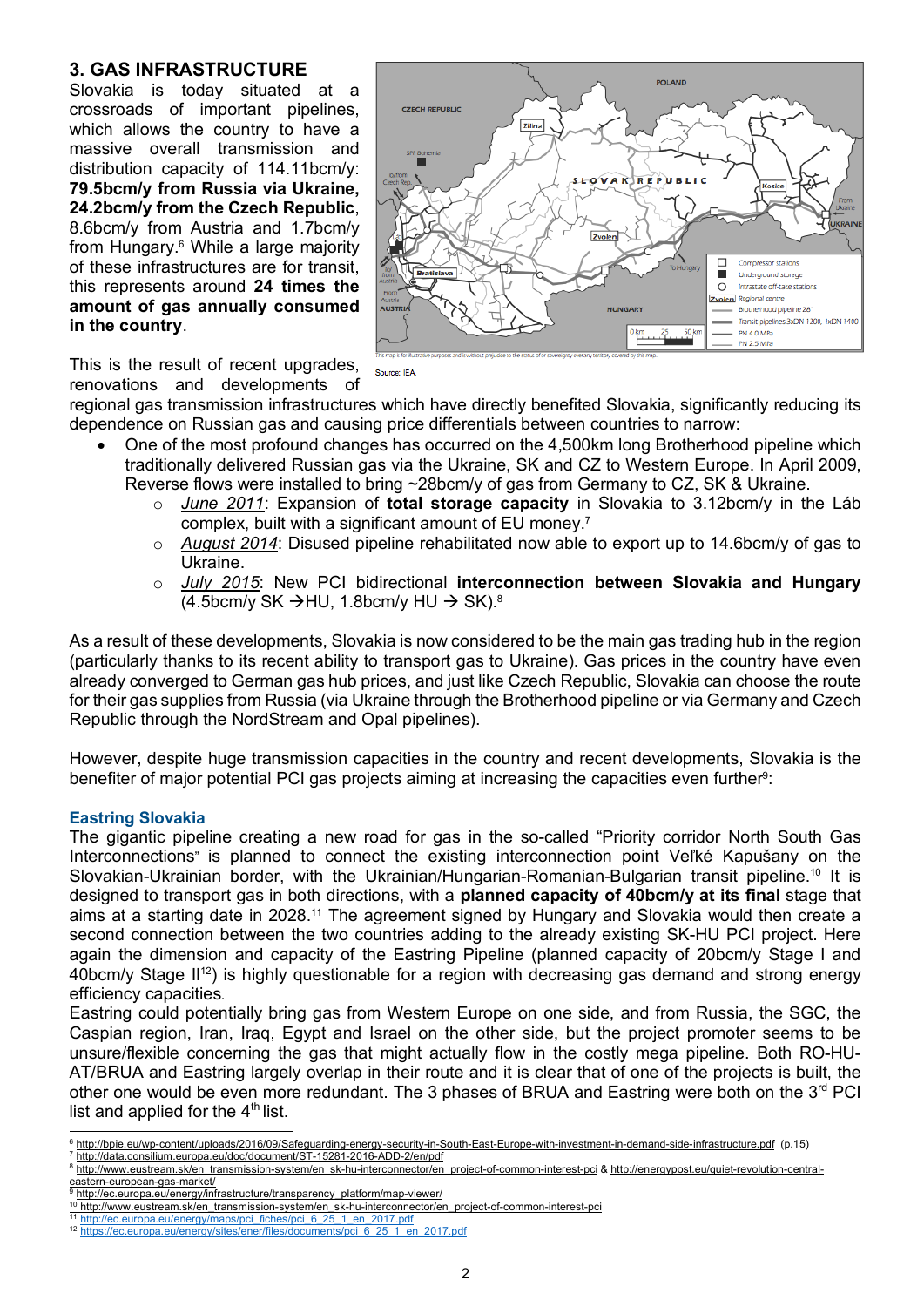## 3. GAS INFRASTRUCTURE

Slovakia is today situated at a crossroads of important pipelines, which allows the country to have a massive overall transmission and distribution capacity of 114.11bcm/y: **79.5bcm/y from Russia via Ukraine, 24.2bcm/y from the Czech Republic**, 8.6bcm/y from Austria and 1.7bcm/y from Hungary.[6] While a large majority of these infrastructures are for transit, this represents around **24 times the amount of gas annually consumed in the country**.

Source: IEA.

This is the result of recent upgrades, renovations and developments of regional gas transmission infrastructures which have directly benefited Slovakia, significantly reducing its dependence on Russian gas and causing price differentials between countries to narrow:

- One of the most profound changes has occurred on the 4,500km long Brotherhood pipeline which traditionally delivered Russian gas via the Ukraine, SK and CZ to Western Europe. In April 2009, Reverse flows were installed to bring ~28bcm/y of gas from Germany to CZ, SK & Ukraine.
  - *June 2011*: Expansion of **total storage capacity** in Slovakia to 3.12bcm/y in the Láb complex, built with a significant amount of EU money.[7]
  - *August 2014*: Disused pipeline rehabilitated now able to export up to 14.6bcm/y of gas to Ukraine.
  - *July 2015*: New PCI bidirectional **interconnection between Slovakia and Hungary** (4.5bcm/y SK →HU, 1.8bcm/y HU → SK).[8]

As a result of these developments, Slovakia is now considered to be the main gas trading hub in the region (particularly thanks to its recent ability to transport gas to Ukraine). Gas prices in the country have even already converged to German gas hub prices, and just like Czech Republic, Slovakia can choose the route for their gas supplies from Russia (via Ukraine through the Brotherhood pipeline or via Germany and Czech Republic through the NordStream and Opal pipelines).

However, despite huge transmission capacities in the country and recent developments, Slovakia is the benefiter of major potential PCI gas projects aiming at increasing the capacities even further[9]:

### Eastring Slovakia

The gigantic pipeline creating a new road for gas in the so-called "Priority corridor North South Gas Interconnections" is planned to connect the existing interconnection point Veľké Kapušany on the Slovakian-Ukrainian border, with the Ukrainian/Hungarian-Romanian-Bulgarian transit pipeline.[10] It is designed to transport gas in both directions, with a **planned capacity of 40bcm/y at its final** stage that aims at a starting date in 2028.[11] The agreement signed by Hungary and Slovakia would then create a second connection between the two countries adding to the already existing SK-HU PCI project. Here again the dimension and capacity of the Eastring Pipeline (planned capacity of 20bcm/y Stage I and 40bcm/y Stage II[12]) is highly questionable for a region with decreasing gas demand and strong energy efficiency capacities.

Eastring could potentially bring gas from Western Europe on one side, and from Russia, the SGC, the Caspian region, Iran, Iraq, Egypt and Israel on the other side, but the project promoter seems to be unsure/flexible concerning the gas that might actually flow in the costly mega pipeline. Both RO-HU-AT/BRUA and Eastring largely overlap in their route and it is clear that of one of the projects is built, the other one would be even more redundant. The 3 phases of BRUA and Eastring were both on the 3rd PCI list and applied for the 4th list.

---

[6] http://bpie.eu/wp-content/uploads/2016/09/Safeguarding-energy-security-in-South-East-Europe-with-investment-in-demand-side-infrastructure.pdf (p.15)
[7] http://data.consilium.europa.eu/doc/document/ST-15281-2016-ADD-2/en/pdf
[8] http://www.eustream.sk/en_transmission-system/en_sk-hu-interconnector/en_project-of-common-interest-pci & http://energypost.eu/quiet-revolution-central-eastern-european-gas-market/
[9] http://ec.europa.eu/energy/infrastructure/transparency_platform/map-viewer/
[10] http://www.eustream.sk/en_transmission-system/en_sk-hu-interconnector/en_project-of-common-interest-pci
[11] http://ec.europa.eu/energy/maps/pci_fiches/pci_6_25_1_en_2017.pdf
[12] https://ec.europa.eu/energy/sites/ener/files/documents/pci_6_25_1_en_2017.pdf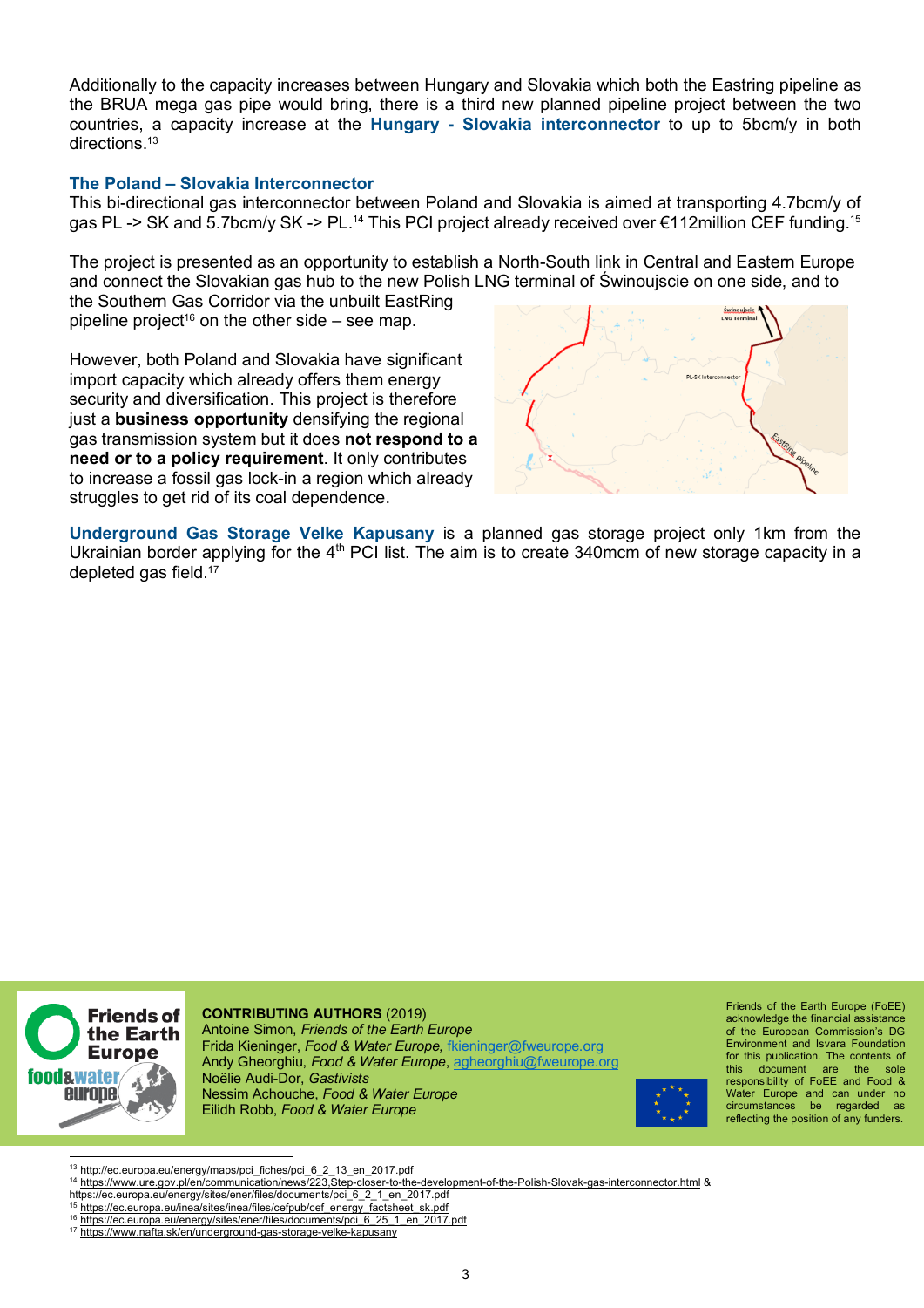Additionally to the capacity increases between Hungary and Slovakia which both the Eastring pipeline as the BRUA mega gas pipe would bring, there is a third new planned pipeline project between the two countries, a capacity increase at the **Hungary - Slovakia interconnector** to up to 5bcm/y in both directions.[13]

### The Poland – Slovakia Interconnector

This bi-directional gas interconnector between Poland and Slovakia is aimed at transporting 4.7bcm/y of gas PL -> SK and 5.7bcm/y SK -> PL.[14] This PCI project already received over €112million CEF funding.[15]

The project is presented as an opportunity to establish a North-South link in Central and Eastern Europe and connect the Slovakian gas hub to the new Polish LNG terminal of Świnoujscie on one side, and to the Southern Gas Corridor via the unbuilt EastRing pipeline project[16] on the other side – see map.

Świnoujscie LNG Terminal

PL-SK Interconnector

EastRing pipeline

However, both Poland and Slovakia have significant import capacity which already offers them energy security and diversification. This project is therefore just a **business opportunity** densifying the regional gas transmission system but it does **not respond to a need or to a policy requirement**. It only contributes to increase a fossil gas lock-in a region which already struggles to get rid of its coal dependence.

**Underground Gas Storage Velke Kapusany** is a planned gas storage project only 1km from the Ukrainian border applying for the 4th PCI list. The aim is to create 340mcm of new storage capacity in a depleted gas field.[17]

Friends of the Earth Europe

food&water europe

**CONTRIBUTING AUTHORS** (2019)
Antoine Simon, *Friends of the Earth Europe*
Frida Kieninger, *Food & Water Europe*, fkieninger@fweurope.org
Andy Gheorghiu, *Food & Water Europe*, agheorghiu@fweurope.org
Noëlie Audi-Dor, *Gastivists*
Nessim Achouche, *Food & Water Europe*
Eilidh Robb, *Food & Water Europe*

Friends of the Earth Europe (FoEE) acknowledge the financial assistance of the European Commission's DG Environment and Isvara Foundation for this publication. The contents of this document are the sole responsibility of FoEE and Food & Water Europe and can under no circumstances be regarded as reflecting the position of any funders.

---

[13] http://ec.europa.eu/energy/maps/pci_fiches/pci_6_2_13_en_2017.pdf
[14] https://www.ure.gov.pl/en/communication/news/223,Step-closer-to-the-development-of-the-Polish-Slovak-gas-interconnector.html & https://ec.europa.eu/energy/sites/ener/files/documents/pci_6_2_1_en_2017.pdf
[15] https://ec.europa.eu/inea/sites/inea/files/cefpub/cef_energy_factsheet_sk.pdf
[16] https://ec.europa.eu/energy/sites/ener/files/documents/pci_6_25_1_en_2017.pdf
[17] https://www.nafta.sk/en/underground-gas-storage-velke-kapusany